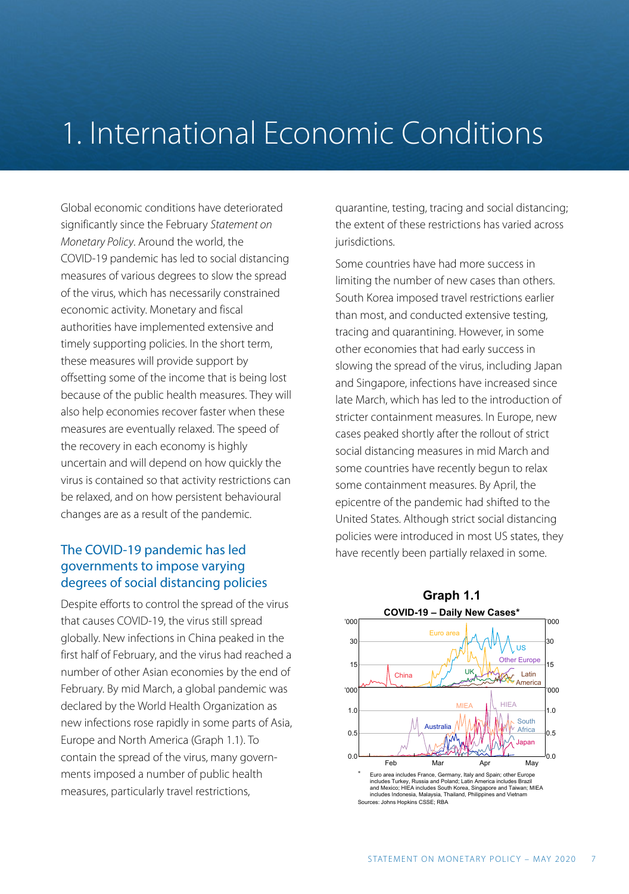# 1. International Economic Conditions

Global economic conditions have deteriorated significantly since the February *Statement on Monetary Policy*. Around the world, the COVID-19 pandemic has led to social distancing measures of various degrees to slow the spread of the virus, which has necessarily constrained economic activity. Monetary and fiscal authorities have implemented extensive and timely supporting policies. In the short term, these measures will provide support by offsetting some of the income that is being lost because of the public health measures. They will also help economies recover faster when these measures are eventually relaxed. The speed of the recovery in each economy is highly uncertain and will depend on how quickly the virus is contained so that activity restrictions can be relaxed, and on how persistent behavioural changes are as a result of the pandemic.

## The COVID-19 pandemic has led governments to impose varying degrees of social distancing policies

Despite efforts to control the spread of the virus that causes COVID-19, the virus still spread globally. New infections in China peaked in the first half of February, and the virus had reached a number of other Asian economies by the end of February. By mid March, a global pandemic was declared by the World Health Organization as new infections rose rapidly in some parts of Asia, Europe and North America (Graph 1.1). To contain the spread of the virus, many governments imposed a number of public health measures, particularly travel restrictions, quarantine, testing, tracing and social distancing; the extent of these restrictions has varied across jurisdictions.

Some countries have had more success in limiting the number of new cases than others. South Korea imposed travel restrictions earlier than most, and conducted extensive testing, tracing and quarantining. However, in some other economies that had early success in slowing the spread of the virus, including Japan and Singapore, infections have increased since late March, which has led to the introduction of stricter containment measures. In Europe, new cases peaked shortly after the rollout of strict social distancing measures in mid March and some countries have recently begun to relax some containment measures. By April, the epicentre of the pandemic had shifted to the United States. Although strict social distancing policies were introduced in most US states, they have recently been partially relaxed in some.

**Graph 1.1**

**COVID-19 – Daily New Cases***

\* Euro area includes France, Germany, Italy and Spain; other Europe includes Turkey, Russia and Poland; Latin America includes Brazil and Mexico; HIEA includes South Korea, Singapore and Taiwan; MIEA includes Indonesia, Malaysia, Thailand, Philippines and Vietnam

Sources: Johns Hopkins CSSE; RBA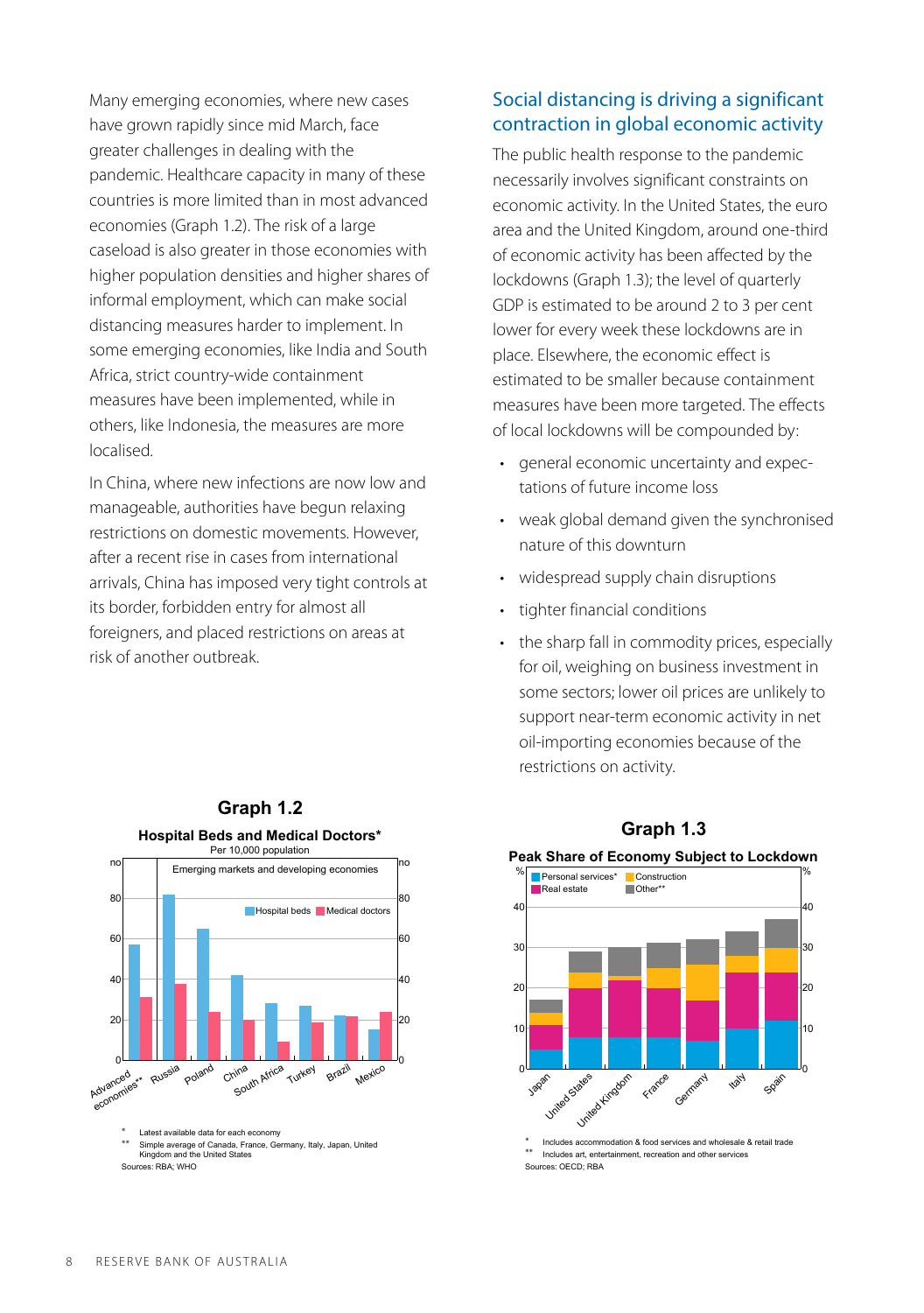Many emerging economies, where new cases have grown rapidly since mid March, face greater challenges in dealing with the pandemic. Healthcare capacity in many of these countries is more limited than in most advanced economies (Graph 1.2). The risk of a large caseload is also greater in those economies with higher population densities and higher shares of informal employment, which can make social distancing measures harder to implement. In some emerging economies, like India and South Africa, strict country-wide containment measures have been implemented, while in others, like Indonesia, the measures are more localised.

In China, where new infections are now low and manageable, authorities have begun relaxing restrictions on domestic movements. However, after a recent rise in cases from international arrivals, China has imposed very tight controls at its border, forbidden entry for almost all foreigners, and placed restrictions on areas at risk of another outbreak.

**Graph 1.2**

**Hospital Beds and Medical Doctors***

Per 10,000 population

\* Latest available data for each economy

\*\* Simple average of Canada, France, Germany, Italy, Japan, United Kingdom and the United States

Sources: RBA; WHO

## Social distancing is driving a significant contraction in global economic activity

The public health response to the pandemic necessarily involves significant constraints on economic activity. In the United States, the euro area and the United Kingdom, around one-third of economic activity has been affected by the lockdowns (Graph 1.3); the level of quarterly GDP is estimated to be around 2 to 3 per cent lower for every week these lockdowns are in place. Elsewhere, the economic effect is estimated to be smaller because containment measures have been more targeted. The effects of local lockdowns will be compounded by:

- general economic uncertainty and expectations of future income loss
- weak global demand given the synchronised nature of this downturn
- widespread supply chain disruptions
- tighter financial conditions
- the sharp fall in commodity prices, especially for oil, weighing on business investment in some sectors; lower oil prices are unlikely to support near-term economic activity in net oil-importing economies because of the restrictions on activity.

**Graph 1.3**

**Peak Share of Economy Subject to Lockdown**

\* Includes accommodation & food services and wholesale & retail trade

\*\* Includes art, entertainment, recreation and other services

Sources: OECD; RBA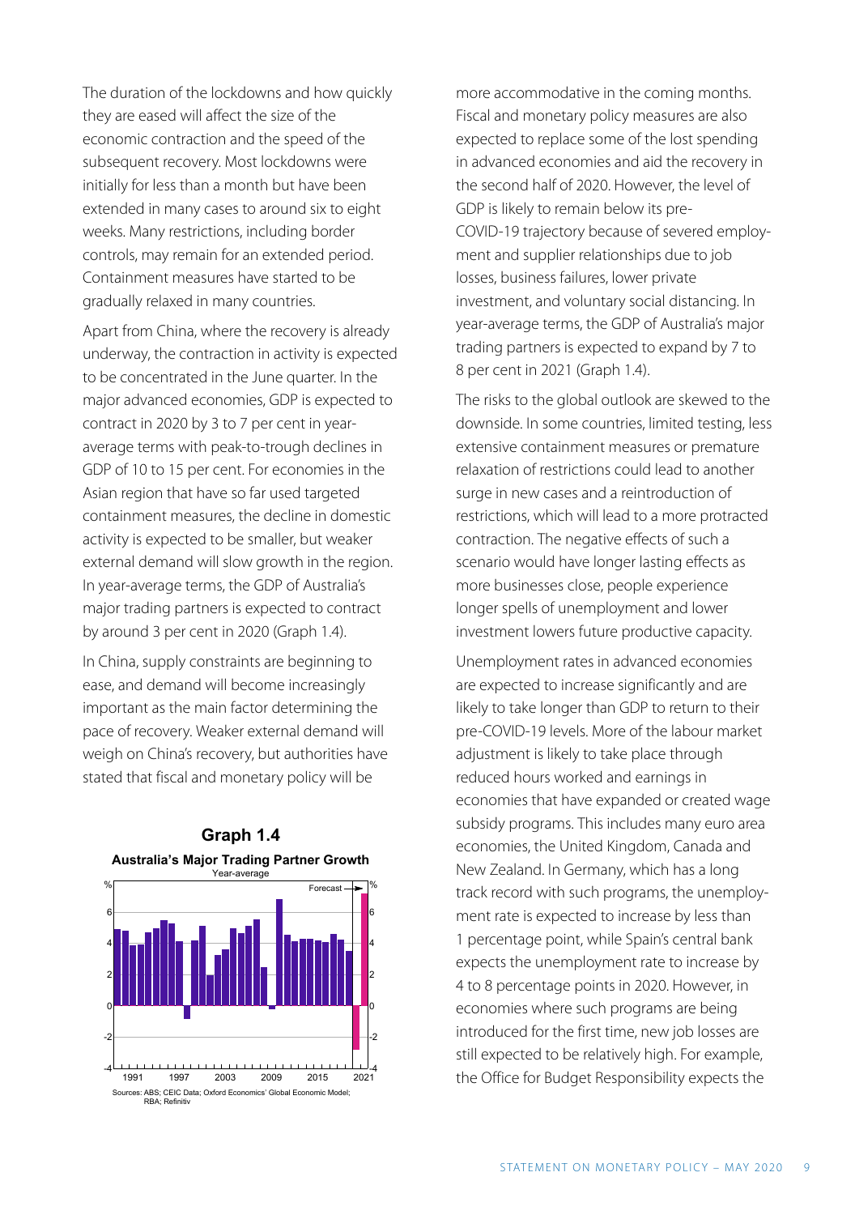The duration of the lockdowns and how quickly they are eased will affect the size of the economic contraction and the speed of the subsequent recovery. Most lockdowns were initially for less than a month but have been extended in many cases to around six to eight weeks. Many restrictions, including border controls, may remain for an extended period. Containment measures have started to be gradually relaxed in many countries.

Apart from China, where the recovery is already underway, the contraction in activity is expected to be concentrated in the June quarter. In the major advanced economies, GDP is expected to contract in 2020 by 3 to 7 per cent in year-average terms with peak-to-trough declines in GDP of 10 to 15 per cent. For economies in the Asian region that have so far used targeted containment measures, the decline in domestic activity is expected to be smaller, but weaker external demand will slow growth in the region. In year-average terms, the GDP of Australia's major trading partners is expected to contract by around 3 per cent in 2020 (Graph 1.4).

In China, supply constraints are beginning to ease, and demand will become increasingly important as the main factor determining the pace of recovery. Weaker external demand will weigh on China's recovery, but authorities have stated that fiscal and monetary policy will be more accommodative in the coming months. Fiscal and monetary policy measures are also expected to replace some of the lost spending in advanced economies and aid the recovery in the second half of 2020. However, the level of GDP is likely to remain below its pre-COVID-19 trajectory because of severed employment and supplier relationships due to job losses, business failures, lower private investment, and voluntary social distancing. In year-average terms, the GDP of Australia's major trading partners is expected to expand by 7 to 8 per cent in 2021 (Graph 1.4).

**Graph 1.4**

**Australia's Major Trading Partner Growth**

Year-average

Sources: ABS; CEIC Data; Oxford Economics' Global Economic Model; RBA; Refinitiv

The risks to the global outlook are skewed to the downside. In some countries, limited testing, less extensive containment measures or premature relaxation of restrictions could lead to another surge in new cases and a reintroduction of restrictions, which will lead to a more protracted contraction. The negative effects of such a scenario would have longer lasting effects as more businesses close, people experience longer spells of unemployment and lower investment lowers future productive capacity.

Unemployment rates in advanced economies are expected to increase significantly and are likely to take longer than GDP to return to their pre-COVID-19 levels. More of the labour market adjustment is likely to take place through reduced hours worked and earnings in economies that have expanded or created wage subsidy programs. This includes many euro area economies, the United Kingdom, Canada and New Zealand. In Germany, which has a long track record with such programs, the unemployment rate is expected to increase by less than 1 percentage point, while Spain's central bank expects the unemployment rate to increase by 4 to 8 percentage points in 2020. However, in economies where such programs are being introduced for the first time, new job losses are still expected to be relatively high. For example, the Office for Budget Responsibility expects the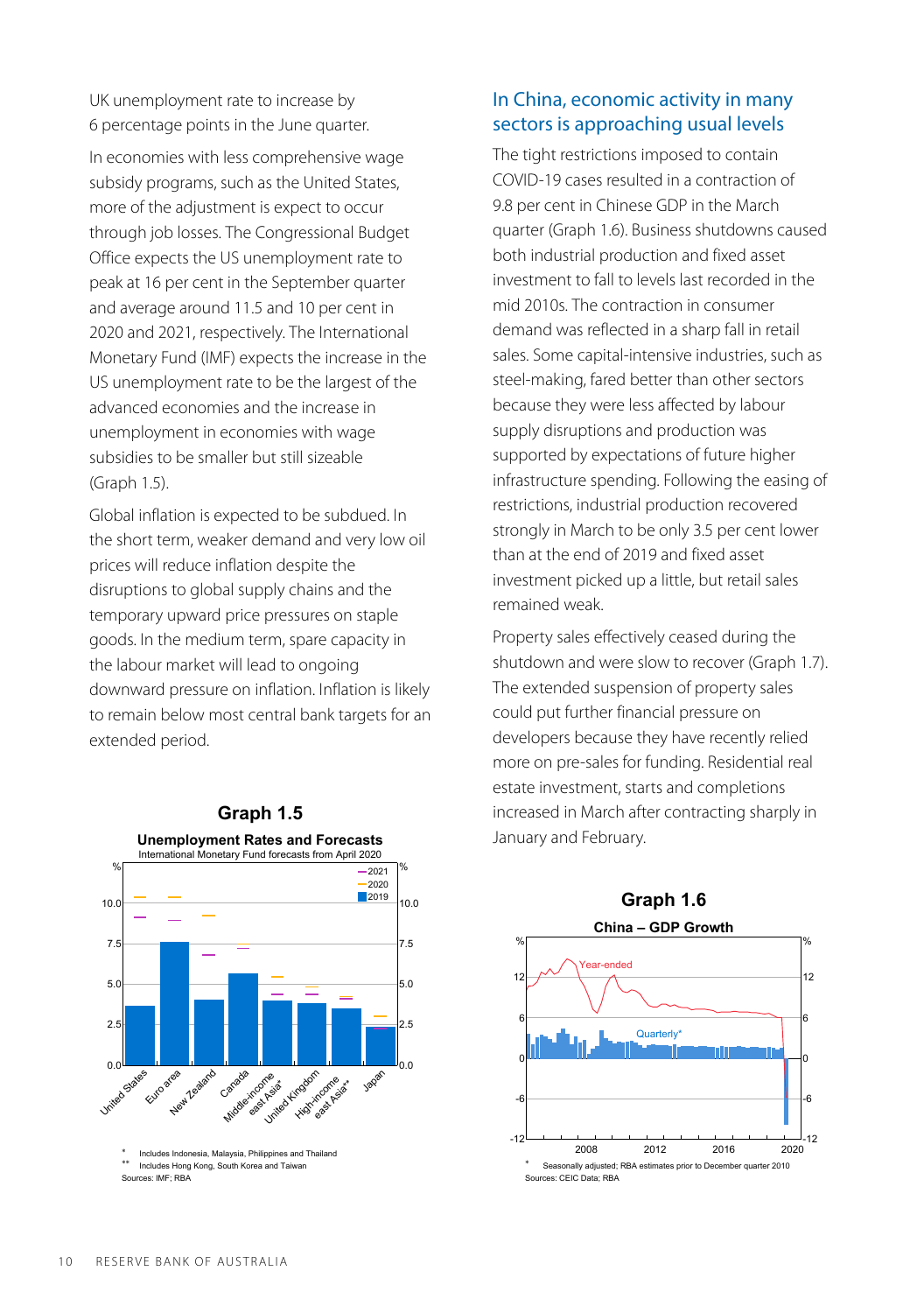UK unemployment rate to increase by 6 percentage points in the June quarter.

In economies with less comprehensive wage subsidy programs, such as the United States, more of the adjustment is expect to occur through job losses. The Congressional Budget Office expects the US unemployment rate to peak at 16 per cent in the September quarter and average around 11.5 and 10 per cent in 2020 and 2021, respectively. The International Monetary Fund (IMF) expects the increase in the US unemployment rate to be the largest of the advanced economies and the increase in unemployment in economies with wage subsidies to be smaller but still sizeable (Graph 1.5).

Global inflation is expected to be subdued. In the short term, weaker demand and very low oil prices will reduce inflation despite the disruptions to global supply chains and the temporary upward price pressures on staple goods. In the medium term, spare capacity in the labour market will lead to ongoing downward pressure on inflation. Inflation is likely to remain below most central bank targets for an extended period.

**Graph 1.5**

**Unemployment Rates and Forecasts**

International Monetary Fund forecasts from April 2020

\* Includes Indonesia, Malaysia, Philippines and Thailand
\*\* Includes Hong Kong, South Korea and Taiwan
Sources: IMF; RBA

## In China, economic activity in many sectors is approaching usual levels

The tight restrictions imposed to contain COVID-19 cases resulted in a contraction of 9.8 per cent in Chinese GDP in the March quarter (Graph 1.6). Business shutdowns caused both industrial production and fixed asset investment to fall to levels last recorded in the mid 2010s. The contraction in consumer demand was reflected in a sharp fall in retail sales. Some capital-intensive industries, such as steel-making, fared better than other sectors because they were less affected by labour supply disruptions and production was supported by expectations of future higher infrastructure spending. Following the easing of restrictions, industrial production recovered strongly in March to be only 3.5 per cent lower than at the end of 2019 and fixed asset investment picked up a little, but retail sales remained weak.

Property sales effectively ceased during the shutdown and were slow to recover (Graph 1.7). The extended suspension of property sales could put further financial pressure on developers because they have recently relied more on pre-sales for funding. Residential real estate investment, starts and completions increased in March after contracting sharply in January and February.

**Graph 1.6**

**China – GDP Growth**

\* Seasonally adjusted; RBA estimates prior to December quarter 2010
Sources: CEIC Data; RBA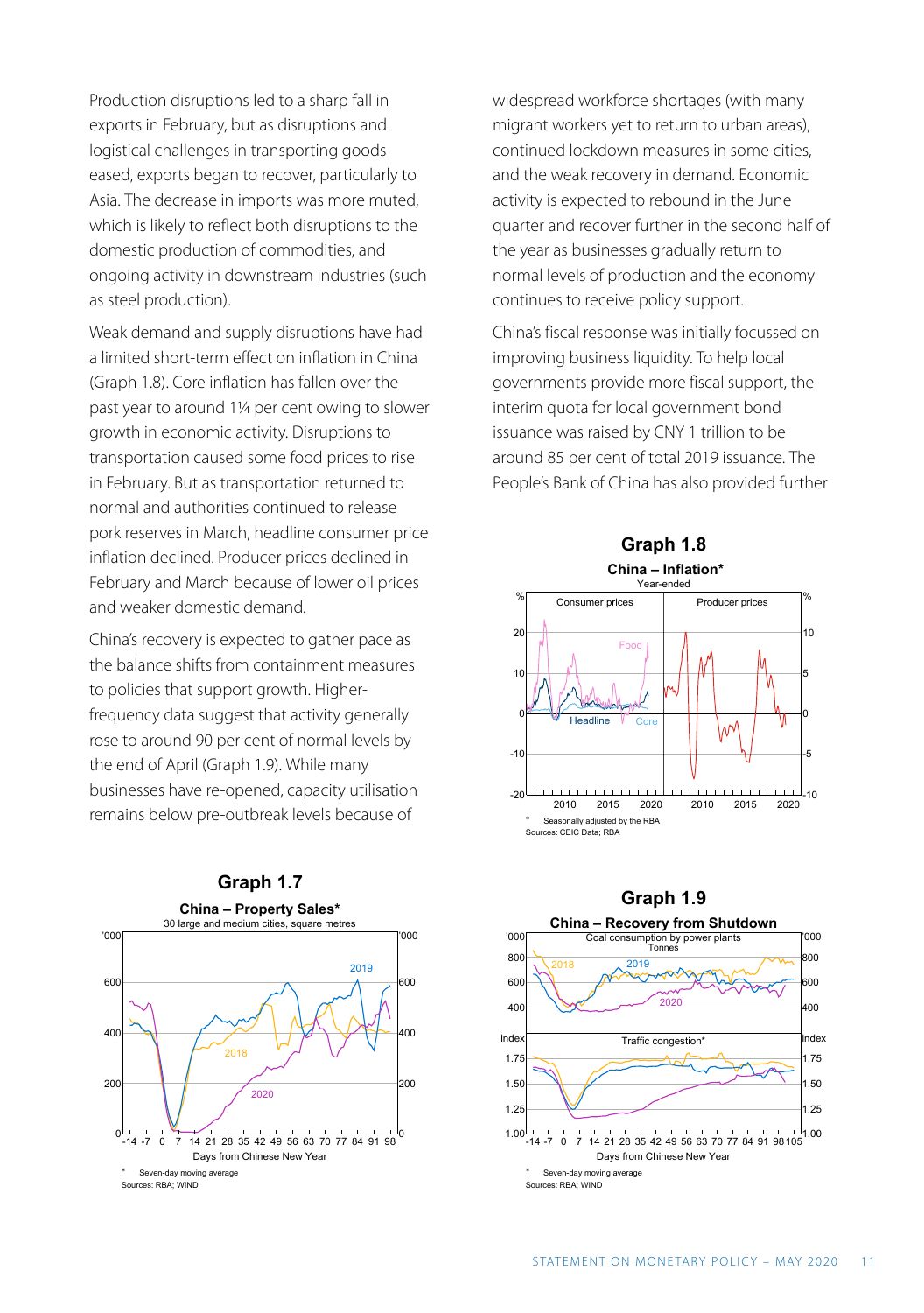Production disruptions led to a sharp fall in exports in February, but as disruptions and logistical challenges in transporting goods eased, exports began to recover, particularly to Asia. The decrease in imports was more muted, which is likely to reflect both disruptions to the domestic production of commodities, and ongoing activity in downstream industries (such as steel production).

Weak demand and supply disruptions have had a limited short-term effect on inflation in China (Graph 1.8). Core inflation has fallen over the past year to around 1¼ per cent owing to slower growth in economic activity. Disruptions to transportation caused some food prices to rise in February. But as transportation returned to normal and authorities continued to release pork reserves in March, headline consumer price inflation declined. Producer prices declined in February and March because of lower oil prices and weaker domestic demand.

China's recovery is expected to gather pace as the balance shifts from containment measures to policies that support growth. Higher-frequency data suggest that activity generally rose to around 90 per cent of normal levels by the end of April (Graph 1.9). While many businesses have re-opened, capacity utilisation remains below pre-outbreak levels because of widespread workforce shortages (with many migrant workers yet to return to urban areas), continued lockdown measures in some cities, and the weak recovery in demand. Economic activity is expected to rebound in the June quarter and recover further in the second half of the year as businesses gradually return to normal levels of production and the economy continues to receive policy support.

China's fiscal response was initially focussed on improving business liquidity. To help local governments provide more fiscal support, the interim quota for local government bond issuance was raised by CNY 1 trillion to be around 85 per cent of total 2019 issuance. The People's Bank of China has also provided further

**Graph 1.8**

**China – Inflation***

Year-ended

\* Seasonally adjusted by the RBA

Sources: CEIC Data; RBA

**Graph 1.7**

**China – Property Sales***

30 large and medium cities, square metres

\* Seven-day moving average

Sources: RBA; WIND

**Graph 1.9**

**China – Recovery from Shutdown**

\* Seven-day moving average

Sources: RBA; WIND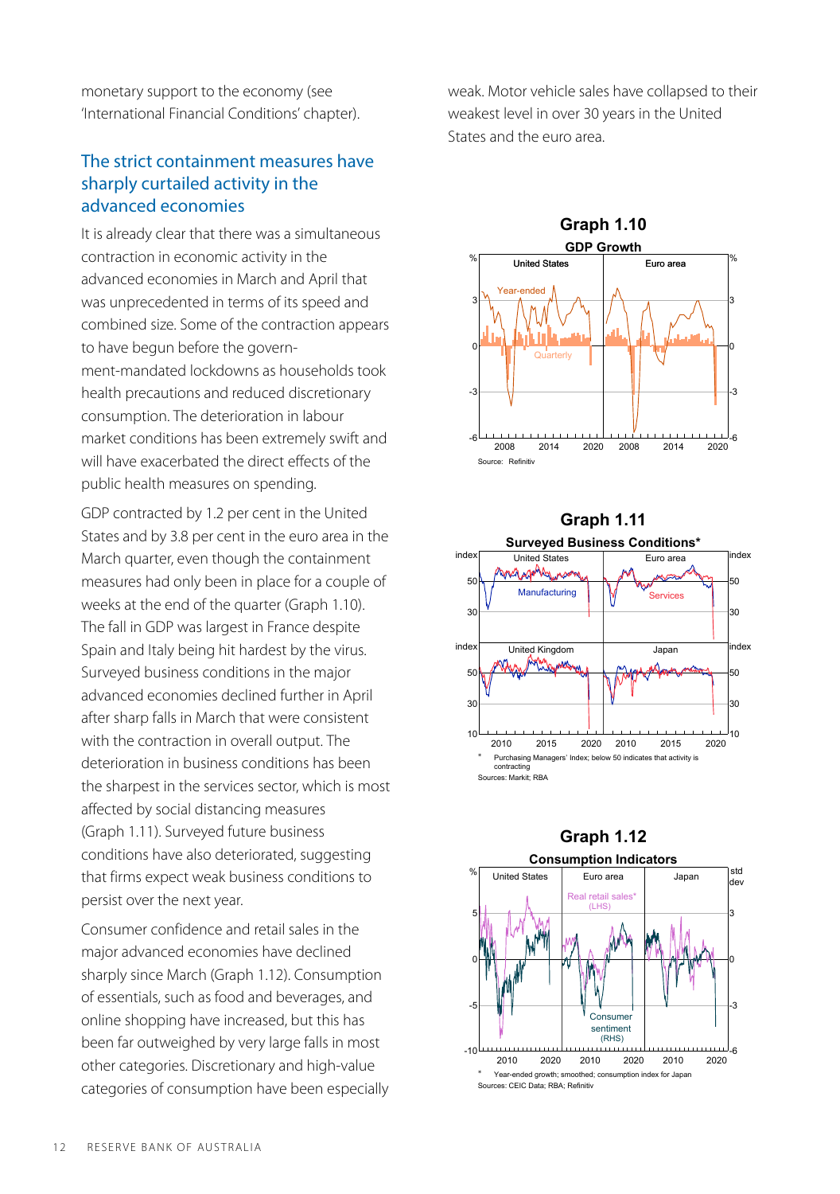monetary support to the economy (see 'International Financial Conditions' chapter).

## The strict containment measures have sharply curtailed activity in the advanced economies

It is already clear that there was a simultaneous contraction in economic activity in the advanced economies in March and April that was unprecedented in terms of its speed and combined size. Some of the contraction appears to have begun before the government-mandated lockdowns as households took health precautions and reduced discretionary consumption. The deterioration in labour market conditions has been extremely swift and will have exacerbated the direct effects of the public health measures on spending.

GDP contracted by 1.2 per cent in the United States and by 3.8 per cent in the euro area in the March quarter, even though the containment measures had only been in place for a couple of weeks at the end of the quarter (Graph 1.10). The fall in GDP was largest in France despite Spain and Italy being hit hardest by the virus. Surveyed business conditions in the major advanced economies declined further in April after sharp falls in March that were consistent with the contraction in overall output. The deterioration in business conditions has been the sharpest in the services sector, which is most affected by social distancing measures (Graph 1.11). Surveyed future business conditions have also deteriorated, suggesting that firms expect weak business conditions to persist over the next year.

Consumer confidence and retail sales in the major advanced economies have declined sharply since March (Graph 1.12). Consumption of essentials, such as food and beverages, and online shopping have increased, but this has been far outweighed by very large falls in most other categories. Discretionary and high-value categories of consumption have been especially weak. Motor vehicle sales have collapsed to their weakest level in over 30 years in the United States and the euro area.

**Graph 1.10**

**GDP Growth**

Source: Refinitiv

**Graph 1.11**

**Surveyed Business Conditions***

\* Purchasing Managers' Index; below 50 indicates that activity is contracting

Sources: Markit; RBA

**Graph 1.12**

**Consumption Indicators**

\* Year-ended growth; smoothed; consumption index for Japan

Sources: CEIC Data; RBA; Refinitiv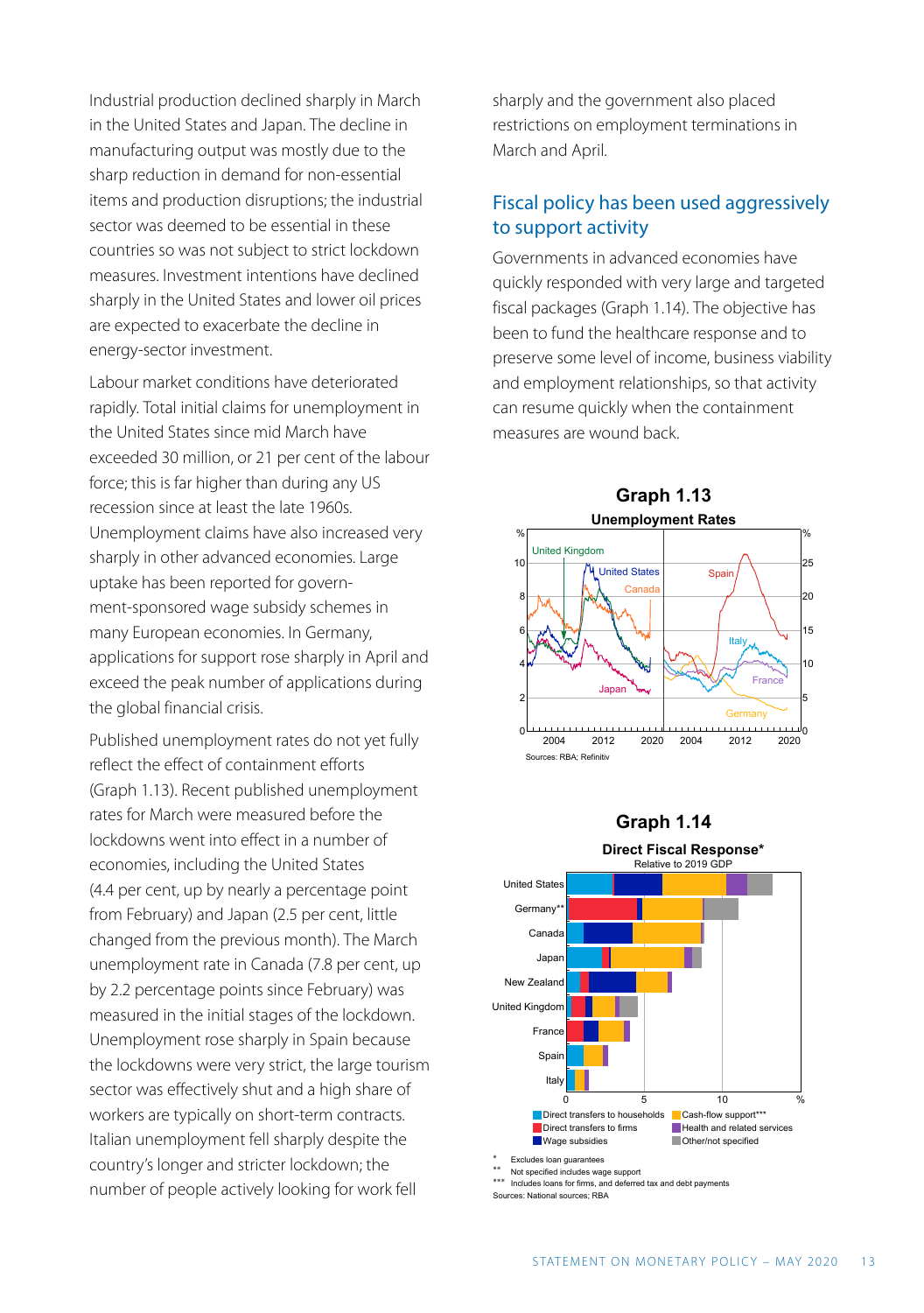Industrial production declined sharply in March in the United States and Japan. The decline in manufacturing output was mostly due to the sharp reduction in demand for non-essential items and production disruptions; the industrial sector was deemed to be essential in these countries so was not subject to strict lockdown measures. Investment intentions have declined sharply in the United States and lower oil prices are expected to exacerbate the decline in energy-sector investment.

Labour market conditions have deteriorated rapidly. Total initial claims for unemployment in the United States since mid March have exceeded 30 million, or 21 per cent of the labour force; this is far higher than during any US recession since at least the late 1960s. Unemployment claims have also increased very sharply in other advanced economies. Large uptake has been reported for government-sponsored wage subsidy schemes in many European economies. In Germany, applications for support rose sharply in April and exceed the peak number of applications during the global financial crisis.

Published unemployment rates do not yet fully reflect the effect of containment efforts (Graph 1.13). Recent published unemployment rates for March were measured before the lockdowns went into effect in a number of economies, including the United States (4.4 per cent, up by nearly a percentage point from February) and Japan (2.5 per cent, little changed from the previous month). The March unemployment rate in Canada (7.8 per cent, up by 2.2 percentage points since February) was measured in the initial stages of the lockdown. Unemployment rose sharply in Spain because the lockdowns were very strict, the large tourism sector was effectively shut and a high share of workers are typically on short-term contracts. Italian unemployment fell sharply despite the country's longer and stricter lockdown; the number of people actively looking for work fell sharply and the government also placed restrictions on employment terminations in March and April.

## Fiscal policy has been used aggressively to support activity

Governments in advanced economies have quickly responded with very large and targeted fiscal packages (Graph 1.14). The objective has been to fund the healthcare response and to preserve some level of income, business viability and employment relationships, so that activity can resume quickly when the containment measures are wound back.

**Graph 1.13**

**Unemployment Rates**

Sources: RBA; Refinitiv

**Graph 1.14**

**Direct Fiscal Response***

Relative to 2019 GDP

\* Excludes loan guarantees

\*\* Not specified includes wage support

\*\*\* Includes loans for firms, and deferred tax and debt payments

Sources: National sources; RBA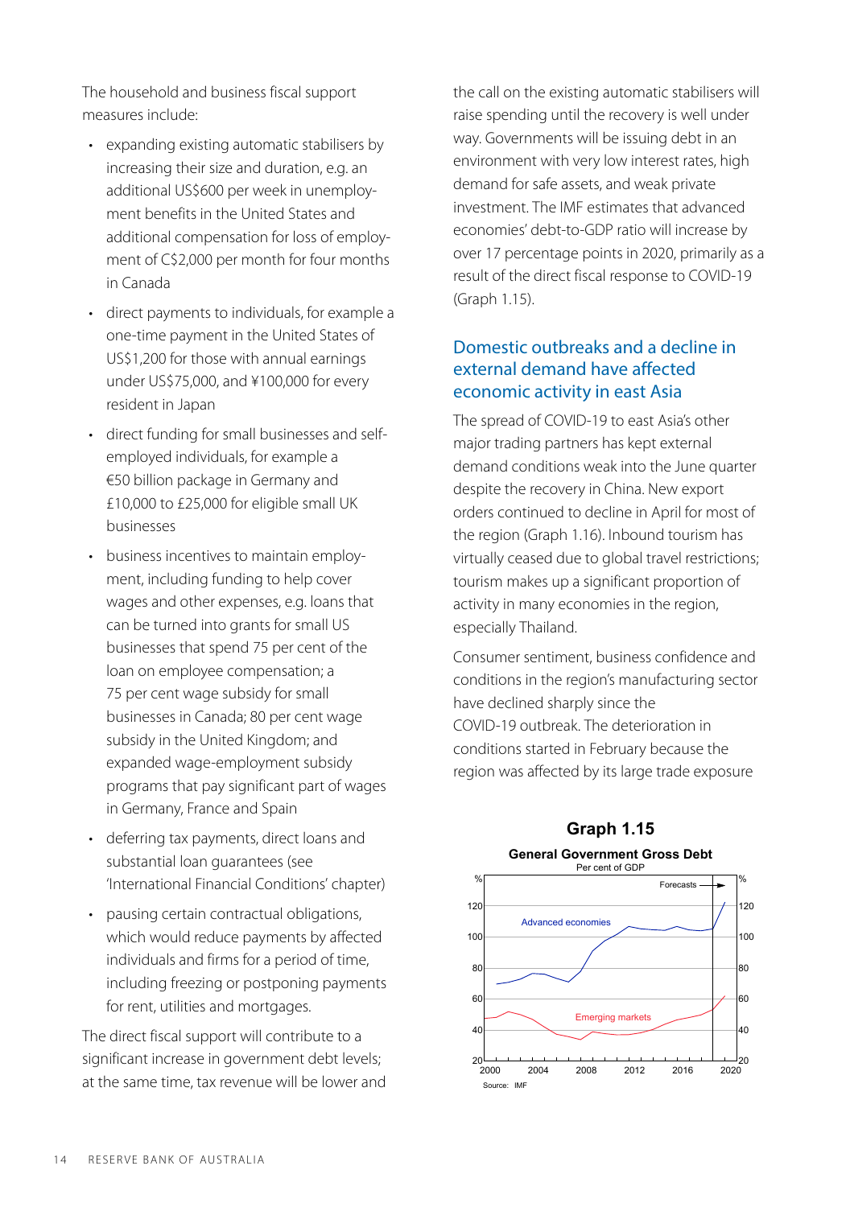The household and business fiscal support measures include:

- expanding existing automatic stabilisers by increasing their size and duration, e.g. an additional US$600 per week in unemployment benefits in the United States and additional compensation for loss of employment of C$2,000 per month for four months in Canada
- direct payments to individuals, for example a one-time payment in the United States of US$1,200 for those with annual earnings under US$75,000, and ¥100,000 for every resident in Japan
- direct funding for small businesses and self-employed individuals, for example a €50 billion package in Germany and £10,000 to £25,000 for eligible small UK businesses
- business incentives to maintain employment, including funding to help cover wages and other expenses, e.g. loans that can be turned into grants for small US businesses that spend 75 per cent of the loan on employee compensation; a 75 per cent wage subsidy for small businesses in Canada; 80 per cent wage subsidy in the United Kingdom; and expanded wage-employment subsidy programs that pay significant part of wages in Germany, France and Spain
- deferring tax payments, direct loans and substantial loan guarantees (see 'International Financial Conditions' chapter)
- pausing certain contractual obligations, which would reduce payments by affected individuals and firms for a period of time, including freezing or postponing payments for rent, utilities and mortgages.

The direct fiscal support will contribute to a significant increase in government debt levels; at the same time, tax revenue will be lower and the call on the existing automatic stabilisers will raise spending until the recovery is well under way. Governments will be issuing debt in an environment with very low interest rates, high demand for safe assets, and weak private investment. The IMF estimates that advanced economies' debt-to-GDP ratio will increase by over 17 percentage points in 2020, primarily as a result of the direct fiscal response to COVID-19 (Graph 1.15).

## Domestic outbreaks and a decline in external demand have affected economic activity in east Asia

The spread of COVID-19 to east Asia's other major trading partners has kept external demand conditions weak into the June quarter despite the recovery in China. New export orders continued to decline in April for most of the region (Graph 1.16). Inbound tourism has virtually ceased due to global travel restrictions; tourism makes up a significant proportion of activity in many economies in the region, especially Thailand.

Consumer sentiment, business confidence and conditions in the region's manufacturing sector have declined sharply since the COVID-19 outbreak. The deterioration in conditions started in February because the region was affected by its large trade exposure

**Graph 1.15**

**General Government Gross Debt**

Per cent of GDP

Source: IMF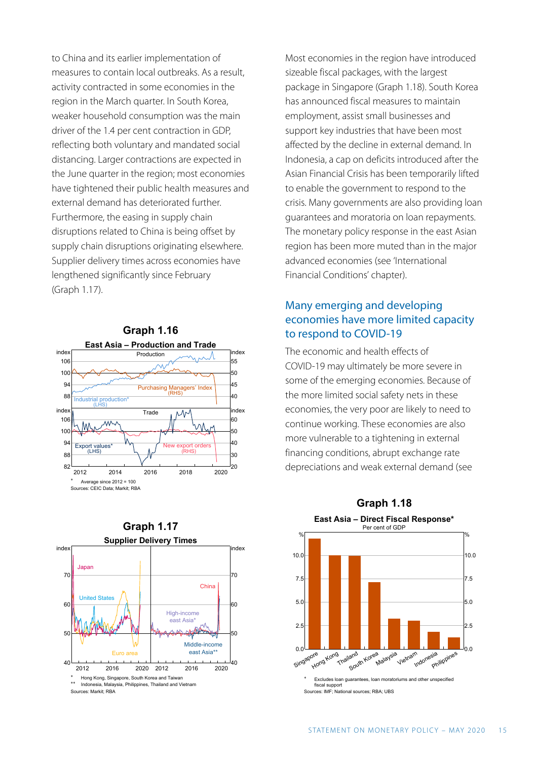to China and its earlier implementation of measures to contain local outbreaks. As a result, activity contracted in some economies in the region in the March quarter. In South Korea, weaker household consumption was the main driver of the 1.4 per cent contraction in GDP, reflecting both voluntary and mandated social distancing. Larger contractions are expected in the June quarter in the region; most economies have tightened their public health measures and external demand has deteriorated further. Furthermore, the easing in supply chain disruptions related to China is being offset by supply chain disruptions originating elsewhere. Supplier delivery times across economies have lengthened significantly since February (Graph 1.17).

**Graph 1.16**

**East Asia – Production and Trade**

\* Average since 2012 = 100

Sources: CEIC Data; Markit; RBA

**Graph 1.17**

**Supplier Delivery Times**

\* Hong Kong, Singapore, South Korea and Taiwan

\*\* Indonesia, Malaysia, Philippines, Thailand and Vietnam

Sources: Markit; RBA

Most economies in the region have introduced sizeable fiscal packages, with the largest package in Singapore (Graph 1.18). South Korea has announced fiscal measures to maintain employment, assist small businesses and support key industries that have been most affected by the decline in external demand. In Indonesia, a cap on deficits introduced after the Asian Financial Crisis has been temporarily lifted to enable the government to respond to the crisis. Many governments are also providing loan guarantees and moratoria on loan repayments. The monetary policy response in the east Asian region has been more muted than in the major advanced economies (see 'International Financial Conditions' chapter).

## Many emerging and developing economies have more limited capacity to respond to COVID-19

The economic and health effects of COVID-19 may ultimately be more severe in some of the emerging economies. Because of the more limited social safety nets in these economies, the very poor are likely to need to continue working. These economies are also more vulnerable to a tightening in external financing conditions, abrupt exchange rate depreciations and weak external demand (see

**Graph 1.18**

**East Asia – Direct Fiscal Response\***

Per cent of GDP

\* Excludes loan guarantees, loan moratoriums and other unspecified fiscal support

Sources: IMF; National sources; RBA; UBS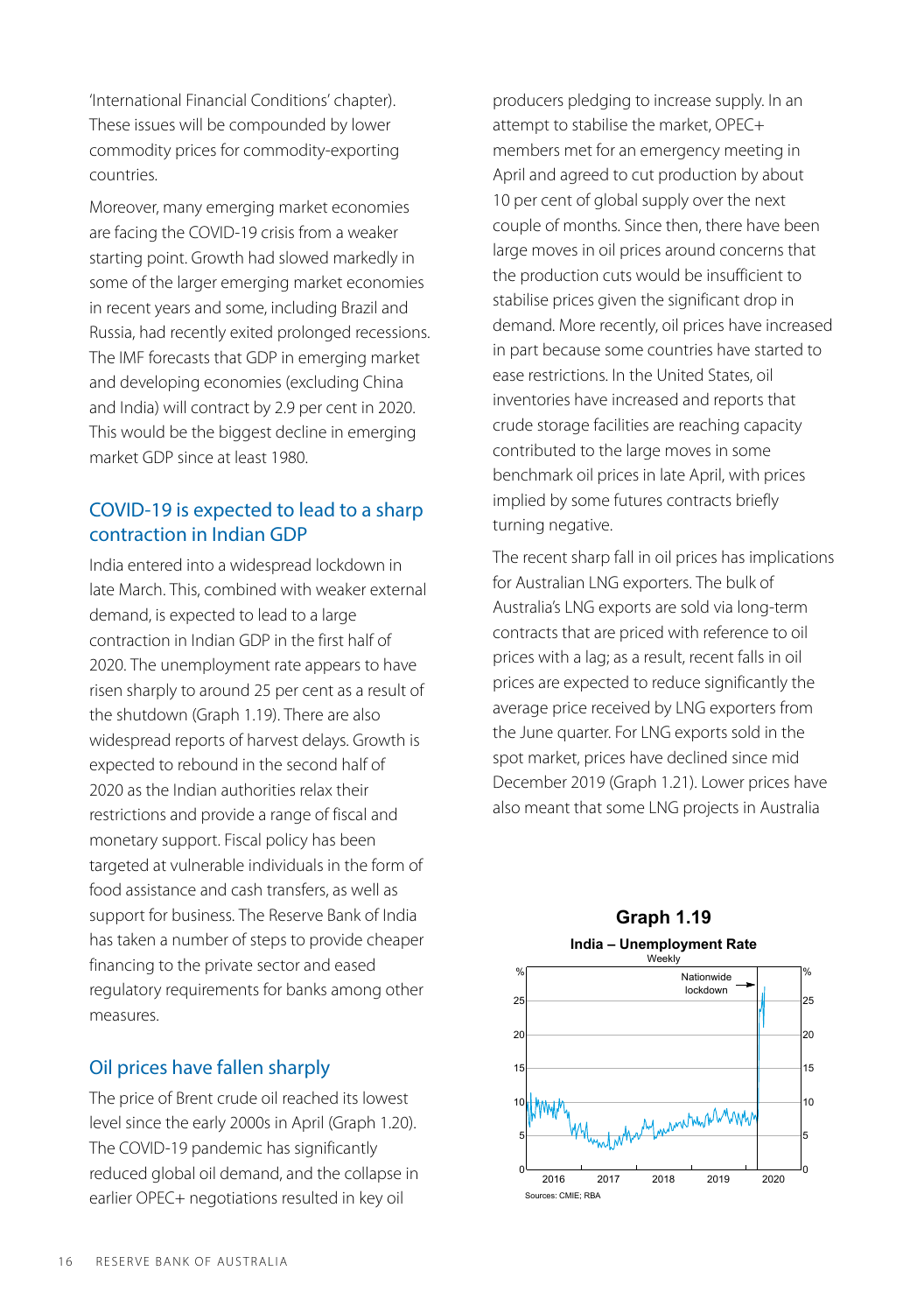'International Financial Conditions' chapter). These issues will be compounded by lower commodity prices for commodity-exporting countries.

Moreover, many emerging market economies are facing the COVID-19 crisis from a weaker starting point. Growth had slowed markedly in some of the larger emerging market economies in recent years and some, including Brazil and Russia, had recently exited prolonged recessions. The IMF forecasts that GDP in emerging market and developing economies (excluding China and India) will contract by 2.9 per cent in 2020. This would be the biggest decline in emerging market GDP since at least 1980.

## COVID-19 is expected to lead to a sharp contraction in Indian GDP

India entered into a widespread lockdown in late March. This, combined with weaker external demand, is expected to lead to a large contraction in Indian GDP in the first half of 2020. The unemployment rate appears to have risen sharply to around 25 per cent as a result of the shutdown (Graph 1.19). There are also widespread reports of harvest delays. Growth is expected to rebound in the second half of 2020 as the Indian authorities relax their restrictions and provide a range of fiscal and monetary support. Fiscal policy has been targeted at vulnerable individuals in the form of food assistance and cash transfers, as well as support for business. The Reserve Bank of India has taken a number of steps to provide cheaper financing to the private sector and eased regulatory requirements for banks among other measures.

## Oil prices have fallen sharply

The price of Brent crude oil reached its lowest level since the early 2000s in April (Graph 1.20). The COVID-19 pandemic has significantly reduced global oil demand, and the collapse in earlier OPEC+ negotiations resulted in key oil producers pledging to increase supply. In an attempt to stabilise the market, OPEC+ members met for an emergency meeting in April and agreed to cut production by about 10 per cent of global supply over the next couple of months. Since then, there have been large moves in oil prices around concerns that the production cuts would be insufficient to stabilise prices given the significant drop in demand. More recently, oil prices have increased in part because some countries have started to ease restrictions. In the United States, oil inventories have increased and reports that crude storage facilities are reaching capacity contributed to the large moves in some benchmark oil prices in late April, with prices implied by some futures contracts briefly turning negative.

The recent sharp fall in oil prices has implications for Australian LNG exporters. The bulk of Australia's LNG exports are sold via long-term contracts that are priced with reference to oil prices with a lag; as a result, recent falls in oil prices are expected to reduce significantly the average price received by LNG exporters from the June quarter. For LNG exports sold in the spot market, prices have declined since mid December 2019 (Graph 1.21). Lower prices have also meant that some LNG projects in Australia

**Graph 1.19**

**India – Unemployment Rate**

Weekly

Sources: CMIE; RBA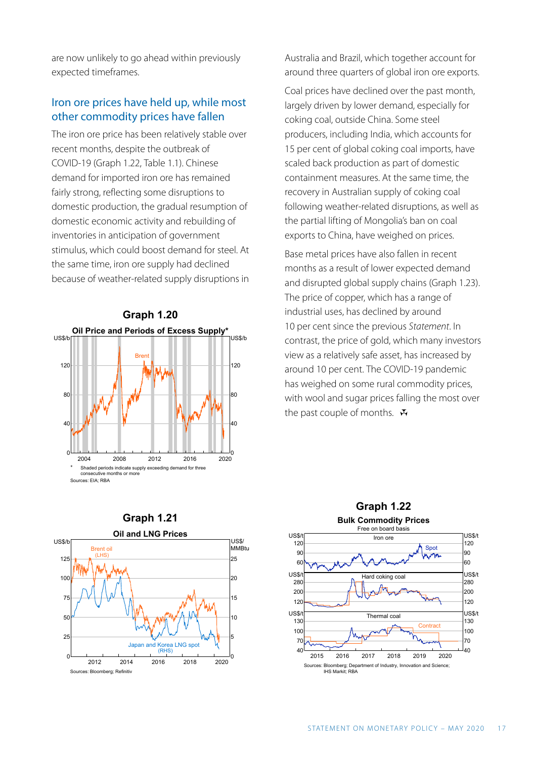are now unlikely to go ahead within previously expected timeframes.

## Iron ore prices have held up, while most other commodity prices have fallen

The iron ore price has been relatively stable over recent months, despite the outbreak of COVID-19 (Graph 1.22, Table 1.1). Chinese demand for imported iron ore has remained fairly strong, reflecting some disruptions to domestic production, the gradual resumption of domestic economic activity and rebuilding of inventories in anticipation of government stimulus, which could boost demand for steel. At the same time, iron ore supply had declined because of weather-related supply disruptions in Australia and Brazil, which together account for around three quarters of global iron ore exports.

Coal prices have declined over the past month, largely driven by lower demand, especially for coking coal, outside China. Some steel producers, including India, which accounts for 15 per cent of global coking coal imports, have scaled back production as part of domestic containment measures. At the same time, the recovery in Australian supply of coking coal following weather-related disruptions, as well as the partial lifting of Mongolia's ban on coal exports to China, have weighed on prices.

Base metal prices have also fallen in recent months as a result of lower expected demand and disrupted global supply chains (Graph 1.23). The price of copper, which has a range of industrial uses, has declined by around 10 per cent since the previous *Statement*. In contrast, the price of gold, which many investors view as a relatively safe asset, has increased by around 10 per cent. The COVID-19 pandemic has weighed on some rural commodity prices, with wool and sugar prices falling the most over the past couple of months.

**Graph 1.20**

**Oil Price and Periods of Excess Supply***

\* Shaded periods indicate supply exceeding demand for three consecutive months or more

Sources: EIA; RBA

**Graph 1.21**

**Oil and LNG Prices**

Sources: Bloomberg; Refinitiv

**Graph 1.22**

**Bulk Commodity Prices**

Free on board basis

Sources: Bloomberg; Department of Industry, Innovation and Science; IHS Markit; RBA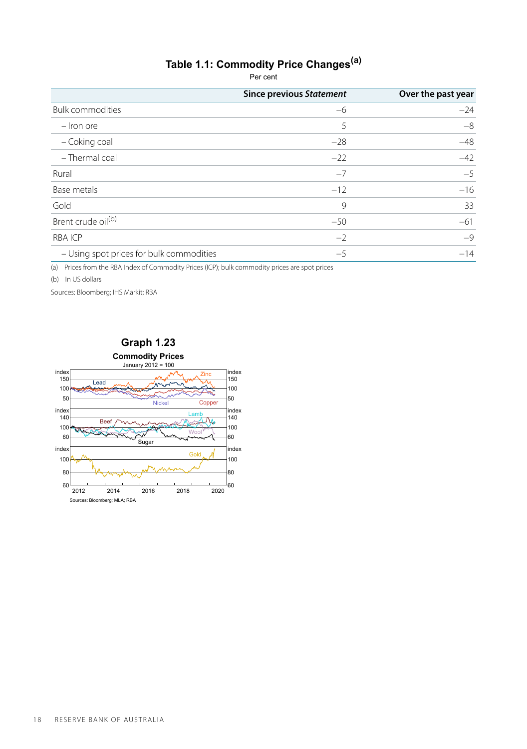# Table 1.1: Commodity Price Changes[(a)]

Per cent

| | Since previous *Statement* | Over the past year |
|---|---|---|
| Bulk commodities | –6 | –24 |
| – Iron ore | 5 | –8 |
| – Coking coal | –28 | –48 |
| – Thermal coal | –22 | –42 |
| Rural | –7 | –5 |
| Base metals | –12 | –16 |
| Gold | 9 | 33 |
| Brent crude oil[(b)] | –50 | –61 |
| RBA ICP | –2 | –9 |
| – Using spot prices for bulk commodities | –5 | –14 |

(a) Prices from the RBA Index of Commodity Prices (ICP); bulk commodity prices are spot prices

(b) In US dollars

Sources: Bloomberg; IHS Markit; RBA

## Graph 1.23

**Commodity Prices**

January 2012 = 100

index
150
100
50
Lead
Zinc
Nickel
Copper

index
140
100
60
Beef
Lamb
Wool
Sugar

index
100
80
60
Gold

2012
2014
2016
2018
2020

Sources: Bloomberg; MLA; RBA